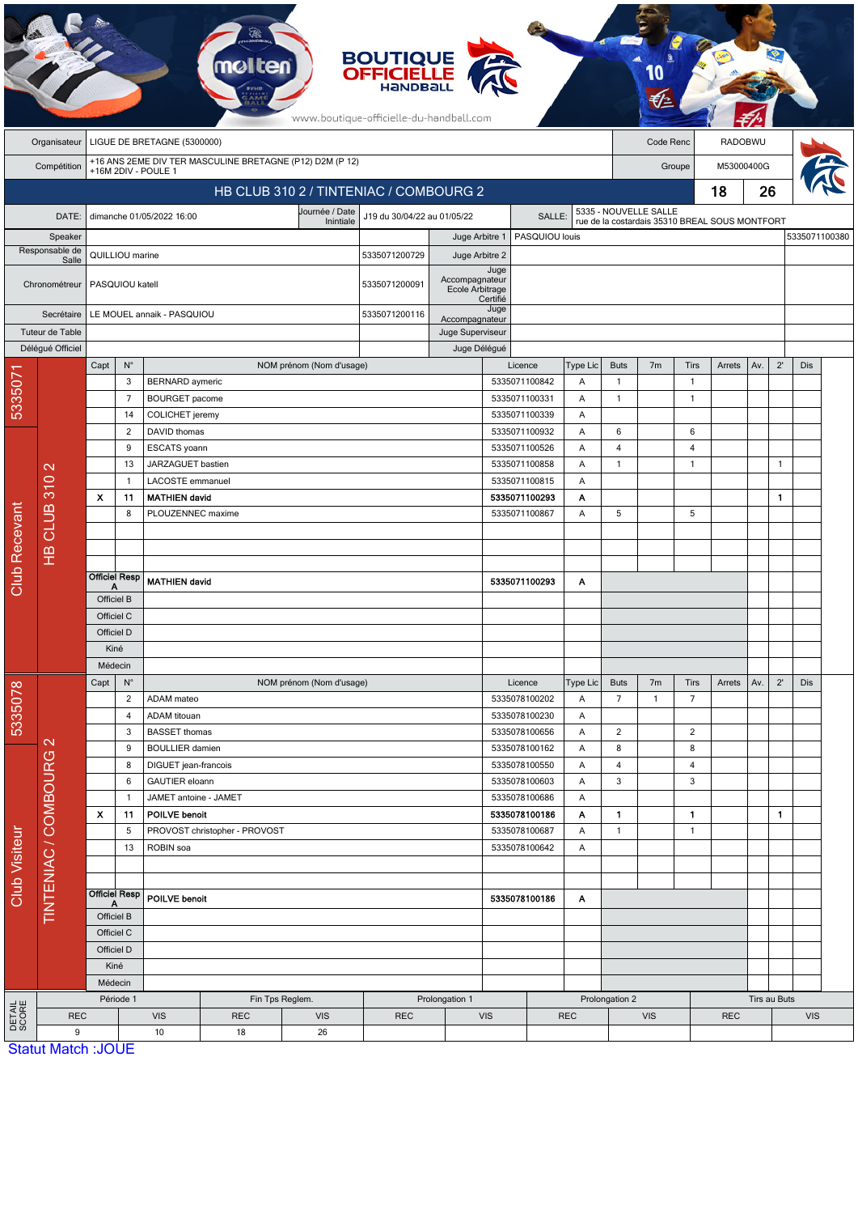BOUTIQUE OFFICIELLE HANDBALL

www.boutique-officielle-du-handball.com

| | | | |
|---|---|---|---|
| Organisateur | LIGUE DE BRETAGNE (5300000) | Code Renc | RADOBWU |
| Compétition | +16 ANS 2EME DIV TER MASCULINE BRETAGNE (P12) D2M (P 12) +16M 2DIV - POULE 1 | Groupe | M53000400G |

## HB CLUB 310 2 / TINTENIAC / COMBOURG 2 — 18 / 26

| | | | | | |
|---|---|---|---|---|---|
| DATE: | dimanche 01/05/2022 16:00 | Journée / Date Inintiale | J19 du 30/04/22 au 01/05/22 | SALLE: | 5335 - NOUVELLE SALLE rue de la costardais 35310 BREAL SOUS MONTFORT |

| | | | | | |
|---|---|---|---|---|---|
| Speaker | | | Juge Arbitre 1 | PASQUIOU louis | 5335071100380 |
| Responsable de Salle | QUILLIOU marine | 5335071200729 | Juge Arbitre 2 | | |
| Chronométreur | PASQUIOU katell | 5335071200091 | Juge Accompagnateur Ecole Arbitrage Certifié | | |
| Secrétaire | LE MOUEL annaik - PASQUIOU | 5335071200116 | Juge Accompagnateur | | |
| Tuteur de Table | | | Juge Superviseur | | |
| Délégué Officiel | | | Juge Délégué | | |

### Club Recevant — 5335071 — HB CLUB 310 2

| Capt | N° | NOM prénom (Nom d'usage) | Licence | Type Lic | Buts | 7m | Tirs | Arrets | Av. | 2' | Dis |
|---|---|---|---|---|---|---|---|---|---|---|---|
| | 3 | BERNARD aymeric | 5335071100842 | A | 1 | | 1 | | | | |
| | 7 | BOURGET pacome | 5335071100331 | A | 1 | | 1 | | | | |
| | 14 | COLICHET jeremy | 5335071100339 | A | | | | | | | |
| | 2 | DAVID thomas | 5335071100932 | A | 6 | | 6 | | | | |
| | 9 | ESCATS yoann | 5335071100526 | A | 4 | | 4 | | | | |
| | 13 | JARZAGUET bastien | 5335071100858 | A | 1 | | 1 | | | 1 | |
| | 1 | LACOSTE emmanuel | 5335071100815 | A | | | | | | | |
| X | 11 | **MATHIEN david** | **5335071100293** | **A** | | | | | | **1** | |
| | 8 | PLOUZENNEC maxime | 5335071100867 | A | 5 | | 5 | | | | |
| Officiel Resp A | | **MATHIEN david** | **5335071100293** | **A** | | | | | | | |
| Officiel B | | | | | | | | | | | |
| Officiel C | | | | | | | | | | | |
| Officiel D | | | | | | | | | | | |
| Kiné | | | | | | | | | | | |
| Médecin | | | | | | | | | | | |

### Club Visiteur — 5335078 — TINTENIAC / COMBOURG 2

| Capt | N° | NOM prénom (Nom d'usage) | Licence | Type Lic | Buts | 7m | Tirs | Arrets | Av. | 2' | Dis |
|---|---|---|---|---|---|---|---|---|---|---|---|
| | 2 | ADAM mateo | 5335078100202 | A | 7 | 1 | 7 | | | | |
| | 4 | ADAM titouan | 5335078100230 | A | | | | | | | |
| | 3 | BASSET thomas | 5335078100656 | A | 2 | | 2 | | | | |
| | 9 | BOULLIER damien | 5335078100162 | A | 8 | | 8 | | | | |
| | 8 | DIGUET jean-francois | 5335078100550 | A | 4 | | 4 | | | | |
| | 6 | GAUTIER eloann | 5335078100603 | A | 3 | | 3 | | | | |
| | 1 | JAMET antoine - JAMET | 5335078100686 | A | | | | | | | |
| X | 11 | **POILVE benoit** | **5335078100186** | **A** | **1** | | **1** | | | **1** | |
| | 5 | PROVOST christopher - PROVOST | 5335078100687 | A | 1 | | 1 | | | | |
| | 13 | ROBIN soa | 5335078100642 | A | | | | | | | |
| Officiel Resp A | | **POILVE benoit** | **5335078100186** | **A** | | | | | | | |
| Officiel B | | | | | | | | | | | |
| Officiel C | | | | | | | | | | | |
| Officiel D | | | | | | | | | | | |
| Kiné | | | | | | | | | | | |
| Médecin | | | | | | | | | | | |

### DETAIL SCORE

| Période 1 | | Fin Tps Reglem. | | Prolongation 1 | | Prolongation 2 | | Tirs au Buts | |
|---|---|---|---|---|---|---|---|---|---|
| REC | VIS | REC | VIS | REC | VIS | REC | VIS | REC | VIS |
| 9 | 10 | 18 | 26 | | | | | | |

Statut Match :JOUE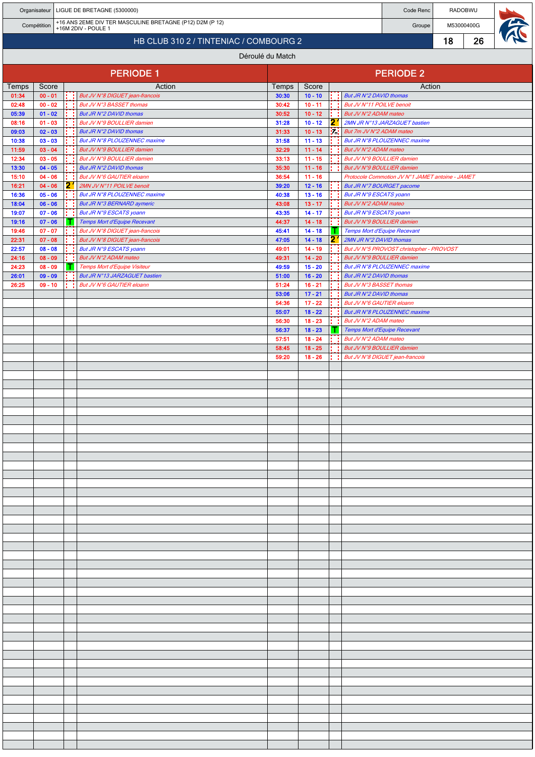| Organisateur | LIGUE DE BRETAGNE (5300000) | Code Renc | RADOBWU |
|---|---|---|---|
| Compétition | +16 ANS 2EME DIV TER MASCULINE BRETAGNE (P12) D2M (P 12) +16M 2DIV - POULE 1 | Groupe | M53000400G |

## HB CLUB 310 2 / TINTENIAC / COMBOURG 2 — 18 — 26

### Déroulé du Match

| PERIODE 1 | | | | PERIODE 2 | | | |
|---|---|---|---|---|---|---|---|
| Temps | Score | | Action | Temps | Score | | Action |
| 01:34 | 00 - 01 | | But JV N°8 DIGUET jean-francois | 30:30 | 10 - 10 | | But JR N°2 DAVID thomas |
| 02:48 | 00 - 02 | | But JV N°3 BASSET thomas | 30:42 | 10 - 11 | | But JV N°11 POILVE benoit |
| 05:39 | 01 - 02 | | But JR N°2 DAVID thomas | 30:52 | 10 - 12 | | But JV N°2 ADAM mateo |
| 08:16 | 01 - 03 | | But JV N°9 BOULLIER damien | 31:28 | 10 - 12 | 2' | 2MN JR N°13 JARZAGUET bastien |
| 09:03 | 02 - 03 | | But JR N°2 DAVID thomas | 31:33 | 10 - 13 | 7m | But 7m JV N°2 ADAM mateo |
| 10:38 | 03 - 03 | | But JR N°8 PLOUZENNEC maxime | 31:58 | 11 - 13 | | But JR N°8 PLOUZENNEC maxime |
| 11:59 | 03 - 04 | | But JV N°9 BOULLIER damien | 32:29 | 11 - 14 | | But JV N°2 ADAM mateo |
| 12:34 | 03 - 05 | | But JV N°9 BOULLIER damien | 33:13 | 11 - 15 | | But JV N°9 BOULLIER damien |
| 13:30 | 04 - 05 | | But JR N°2 DAVID thomas | 35:30 | 11 - 16 | | But JV N°9 BOULLIER damien |
| 15:10 | 04 - 06 | | But JV N°6 GAUTIER eloann | 36:54 | 11 - 16 | | Protocole Commotion JV N°1 JAMET antoine - JAMET |
| 16:21 | 04 - 06 | 2' | 2MN JV N°11 POILVE benoit | 39:20 | 12 - 16 | | But JR N°7 BOURGET pacome |
| 16:36 | 05 - 06 | | But JR N°8 PLOUZENNEC maxime | 40:38 | 13 - 16 | | But JR N°9 ESCATS yoann |
| 18:04 | 06 - 06 | | But JR N°3 BERNARD aymeric | 43:08 | 13 - 17 | | But JV N°2 ADAM mateo |
| 19:07 | 07 - 06 | | But JR N°9 ESCATS yoann | 43:35 | 14 - 17 | | But JR N°9 ESCATS yoann |
| 19:16 | 07 - 06 | T | Temps Mort d'Equipe Recevant | 44:37 | 14 - 18 | | But JV N°9 BOULLIER damien |
| 19:46 | 07 - 07 | | But JV N°8 DIGUET jean-francois | 45:41 | 14 - 18 | T | Temps Mort d'Equipe Recevant |
| 22:31 | 07 - 08 | | But JV N°8 DIGUET jean-francois | 47:05 | 14 - 18 | 2' | 2MN JR N°2 DAVID thomas |
| 22:57 | 08 - 08 | | But JR N°9 ESCATS yoann | 49:01 | 14 - 19 | | But JV N°5 PROVOST christopher - PROVOST |
| 24:16 | 08 - 09 | | But JV N°2 ADAM mateo | 49:31 | 14 - 20 | | But JV N°9 BOULLIER damien |
| 24:23 | 08 - 09 | T | Temps Mort d'Equipe Visiteur | 49:59 | 15 - 20 | | But JR N°8 PLOUZENNEC maxime |
| 26:01 | 09 - 09 | | But JR N°13 JARZAGUET bastien | 51:00 | 16 - 20 | | But JR N°2 DAVID thomas |
| 26:25 | 09 - 10 | | But JV N°6 GAUTIER eloann | 51:24 | 16 - 21 | | But JV N°3 BASSET thomas |
| | | | | 53:06 | 17 - 21 | | But JR N°2 DAVID thomas |
| | | | | 54:36 | 17 - 22 | | But JV N°6 GAUTIER eloann |
| | | | | 55:07 | 18 - 22 | | But JR N°8 PLOUZENNEC maxime |
| | | | | 56:30 | 18 - 23 | | But JV N°2 ADAM mateo |
| | | | | 56:37 | 18 - 23 | T | Temps Mort d'Equipe Recevant |
| | | | | 57:51 | 18 - 24 | | But JV N°2 ADAM mateo |
| | | | | 58:45 | 18 - 25 | | But JV N°9 BOULLIER damien |
| | | | | 59:20 | 18 - 26 | | But JV N°8 DIGUET jean-francois |